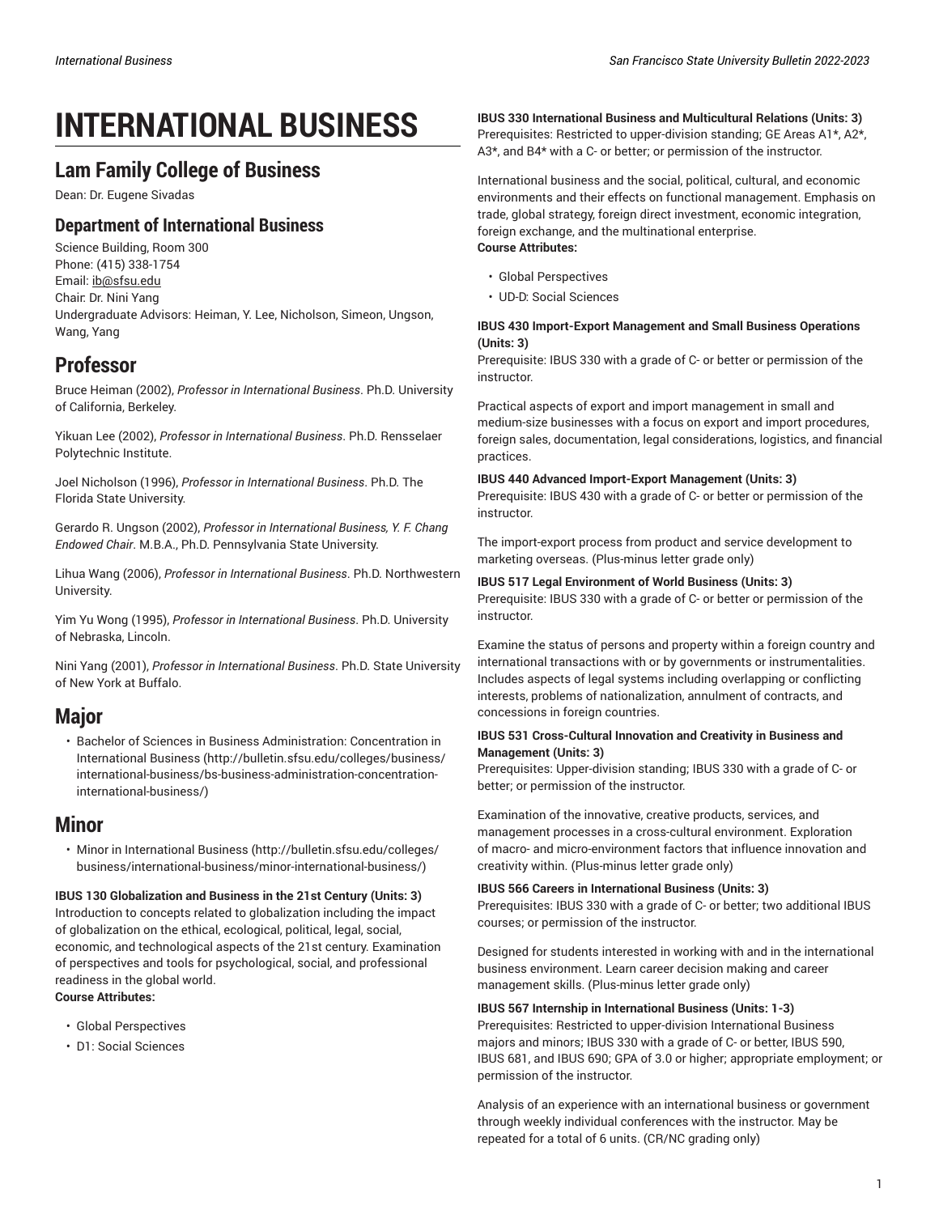# INTERNATIONAL BUSINESS

## Lam Family College of Business

Dean: Dr. Eugene Sivadas

### Department of International Business

Science Building, Room 300
Phone: (415) 338-1754
Email: ib@sfsu.edu
Chair: Dr. Nini Yang
Undergraduate Advisors: Heiman, Y. Lee, Nicholson, Simeon, Ungson, Wang, Yang

## Professor

Bruce Heiman (2002), *Professor in International Business*. Ph.D. University of California, Berkeley.

Yikuan Lee (2002), *Professor in International Business*. Ph.D. Rensselaer Polytechnic Institute.

Joel Nicholson (1996), *Professor in International Business*. Ph.D. The Florida State University.

Gerardo R. Ungson (2002), *Professor in International Business, Y. F. Chang Endowed Chair*. M.B.A., Ph.D. Pennsylvania State University.

Lihua Wang (2006), *Professor in International Business*. Ph.D. Northwestern University.

Yim Yu Wong (1995), *Professor in International Business*. Ph.D. University of Nebraska, Lincoln.

Nini Yang (2001), *Professor in International Business*. Ph.D. State University of New York at Buffalo.

## Major

- Bachelor of Sciences in Business Administration: Concentration in International Business (http://bulletin.sfsu.edu/colleges/business/international-business/bs-business-administration-concentration-international-business/)

## Minor

- Minor in International Business (http://bulletin.sfsu.edu/colleges/business/international-business/minor-international-business/)

**IBUS 130 Globalization and Business in the 21st Century (Units: 3)**
Introduction to concepts related to globalization including the impact of globalization on the ethical, ecological, political, legal, social, economic, and technological aspects of the 21st century. Examination of perspectives and tools for psychological, social, and professional readiness in the global world.
**Course Attributes:**

- Global Perspectives
- D1: Social Sciences

**IBUS 330 International Business and Multicultural Relations (Units: 3)**
Prerequisites: Restricted to upper-division standing; GE Areas A1*, A2*, A3*, and B4* with a C- or better; or permission of the instructor.

International business and the social, political, cultural, and economic environments and their effects on functional management. Emphasis on trade, global strategy, foreign direct investment, economic integration, foreign exchange, and the multinational enterprise.
**Course Attributes:**

- Global Perspectives
- UD-D: Social Sciences

**IBUS 430 Import-Export Management and Small Business Operations (Units: 3)**
Prerequisite: IBUS 330 with a grade of C- or better or permission of the instructor.

Practical aspects of export and import management in small and medium-size businesses with a focus on export and import procedures, foreign sales, documentation, legal considerations, logistics, and financial practices.

**IBUS 440 Advanced Import-Export Management (Units: 3)**
Prerequisite: IBUS 430 with a grade of C- or better or permission of the instructor.

The import-export process from product and service development to marketing overseas. (Plus-minus letter grade only)

**IBUS 517 Legal Environment of World Business (Units: 3)**
Prerequisite: IBUS 330 with a grade of C- or better or permission of the instructor.

Examine the status of persons and property within a foreign country and international transactions with or by governments or instrumentalities. Includes aspects of legal systems including overlapping or conflicting interests, problems of nationalization, annulment of contracts, and concessions in foreign countries.

**IBUS 531 Cross-Cultural Innovation and Creativity in Business and Management (Units: 3)**
Prerequisites: Upper-division standing; IBUS 330 with a grade of C- or better; or permission of the instructor.

Examination of the innovative, creative products, services, and management processes in a cross-cultural environment. Exploration of macro- and micro-environment factors that influence innovation and creativity within. (Plus-minus letter grade only)

**IBUS 566 Careers in International Business (Units: 3)**
Prerequisites: IBUS 330 with a grade of C- or better; two additional IBUS courses; or permission of the instructor.

Designed for students interested in working with and in the international business environment. Learn career decision making and career management skills. (Plus-minus letter grade only)

**IBUS 567 Internship in International Business (Units: 1-3)**
Prerequisites: Restricted to upper-division International Business majors and minors; IBUS 330 with a grade of C- or better, IBUS 590, IBUS 681, and IBUS 690; GPA of 3.0 or higher; appropriate employment; or permission of the instructor.

Analysis of an experience with an international business or government through weekly individual conferences with the instructor. May be repeated for a total of 6 units. (CR/NC grading only)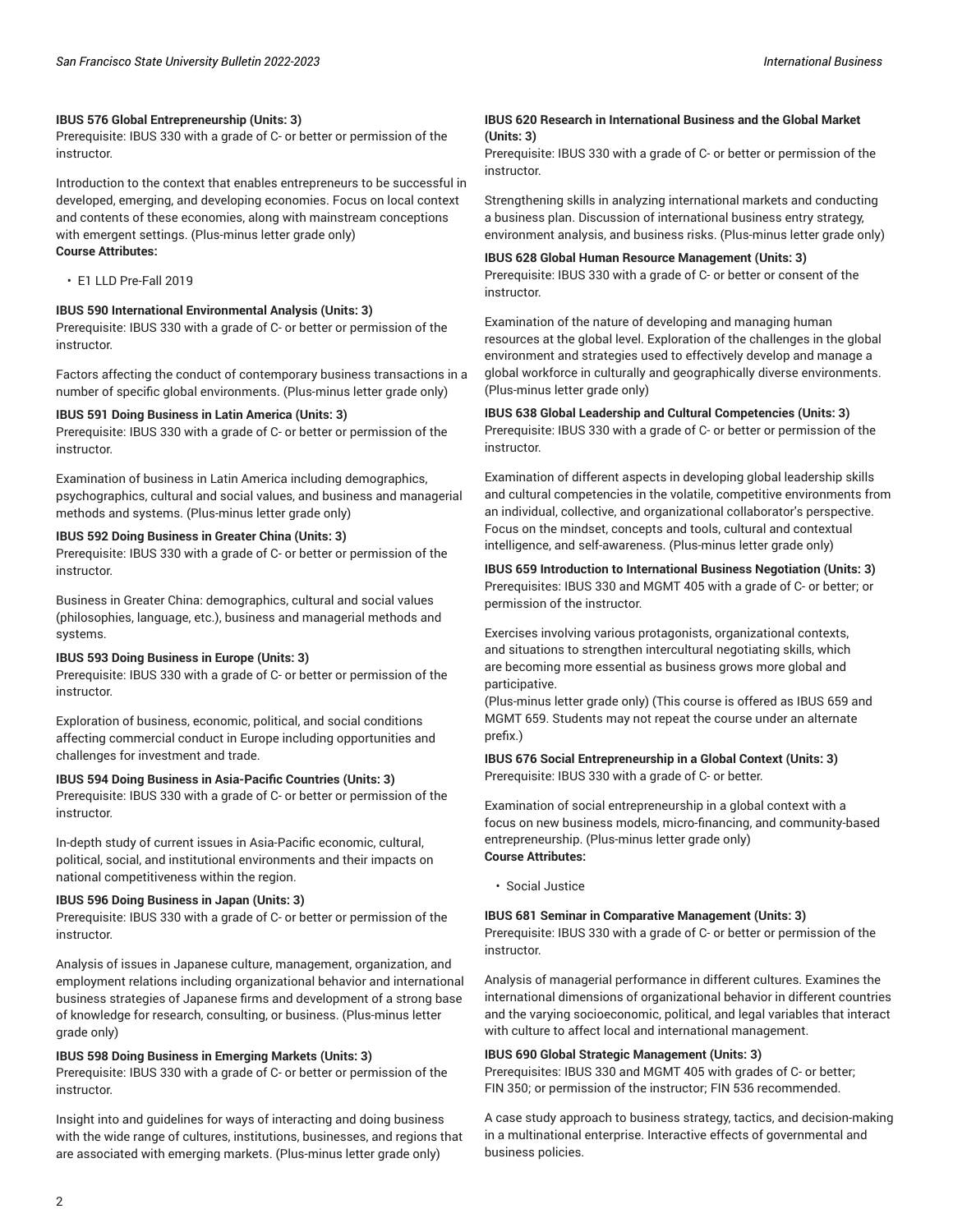**IBUS 576 Global Entrepreneurship (Units: 3)**
Prerequisite: IBUS 330 with a grade of C- or better or permission of the instructor.

Introduction to the context that enables entrepreneurs to be successful in developed, emerging, and developing economies. Focus on local context and contents of these economies, along with mainstream conceptions with emergent settings. (Plus-minus letter grade only)
**Course Attributes:**

- E1 LLD Pre-Fall 2019

**IBUS 590 International Environmental Analysis (Units: 3)**
Prerequisite: IBUS 330 with a grade of C- or better or permission of the instructor.

Factors affecting the conduct of contemporary business transactions in a number of specific global environments. (Plus-minus letter grade only)

**IBUS 591 Doing Business in Latin America (Units: 3)**
Prerequisite: IBUS 330 with a grade of C- or better or permission of the instructor.

Examination of business in Latin America including demographics, psychographics, cultural and social values, and business and managerial methods and systems. (Plus-minus letter grade only)

**IBUS 592 Doing Business in Greater China (Units: 3)**
Prerequisite: IBUS 330 with a grade of C- or better or permission of the instructor.

Business in Greater China: demographics, cultural and social values (philosophies, language, etc.), business and managerial methods and systems.

**IBUS 593 Doing Business in Europe (Units: 3)**
Prerequisite: IBUS 330 with a grade of C- or better or permission of the instructor.

Exploration of business, economic, political, and social conditions affecting commercial conduct in Europe including opportunities and challenges for investment and trade.

**IBUS 594 Doing Business in Asia-Pacific Countries (Units: 3)**
Prerequisite: IBUS 330 with a grade of C- or better or permission of the instructor.

In-depth study of current issues in Asia-Pacific economic, cultural, political, social, and institutional environments and their impacts on national competitiveness within the region.

**IBUS 596 Doing Business in Japan (Units: 3)**
Prerequisite: IBUS 330 with a grade of C- or better or permission of the instructor.

Analysis of issues in Japanese culture, management, organization, and employment relations including organizational behavior and international business strategies of Japanese firms and development of a strong base of knowledge for research, consulting, or business. (Plus-minus letter grade only)

**IBUS 598 Doing Business in Emerging Markets (Units: 3)**
Prerequisite: IBUS 330 with a grade of C- or better or permission of the instructor.

Insight into and guidelines for ways of interacting and doing business with the wide range of cultures, institutions, businesses, and regions that are associated with emerging markets. (Plus-minus letter grade only)

**IBUS 620 Research in International Business and the Global Market (Units: 3)**
Prerequisite: IBUS 330 with a grade of C- or better or permission of the instructor.

Strengthening skills in analyzing international markets and conducting a business plan. Discussion of international business entry strategy, environment analysis, and business risks. (Plus-minus letter grade only)

**IBUS 628 Global Human Resource Management (Units: 3)**
Prerequisite: IBUS 330 with a grade of C- or better or consent of the instructor.

Examination of the nature of developing and managing human resources at the global level. Exploration of the challenges in the global environment and strategies used to effectively develop and manage a global workforce in culturally and geographically diverse environments. (Plus-minus letter grade only)

**IBUS 638 Global Leadership and Cultural Competencies (Units: 3)**
Prerequisite: IBUS 330 with a grade of C- or better or permission of the instructor.

Examination of different aspects in developing global leadership skills and cultural competencies in the volatile, competitive environments from an individual, collective, and organizational collaborator's perspective. Focus on the mindset, concepts and tools, cultural and contextual intelligence, and self-awareness. (Plus-minus letter grade only)

**IBUS 659 Introduction to International Business Negotiation (Units: 3)**
Prerequisites: IBUS 330 and MGMT 405 with a grade of C- or better; or permission of the instructor.

Exercises involving various protagonists, organizational contexts, and situations to strengthen intercultural negotiating skills, which are becoming more essential as business grows more global and participative.
(Plus-minus letter grade only) (This course is offered as IBUS 659 and MGMT 659. Students may not repeat the course under an alternate prefix.)

**IBUS 676 Social Entrepreneurship in a Global Context (Units: 3)**
Prerequisite: IBUS 330 with a grade of C- or better.

Examination of social entrepreneurship in a global context with a focus on new business models, micro-financing, and community-based entrepreneurship. (Plus-minus letter grade only)
**Course Attributes:**

- Social Justice

**IBUS 681 Seminar in Comparative Management (Units: 3)**
Prerequisite: IBUS 330 with a grade of C- or better or permission of the instructor.

Analysis of managerial performance in different cultures. Examines the international dimensions of organizational behavior in different countries and the varying socioeconomic, political, and legal variables that interact with culture to affect local and international management.

**IBUS 690 Global Strategic Management (Units: 3)**
Prerequisites: IBUS 330 and MGMT 405 with grades of C- or better; FIN 350; or permission of the instructor; FIN 536 recommended.

A case study approach to business strategy, tactics, and decision-making in a multinational enterprise. Interactive effects of governmental and business policies.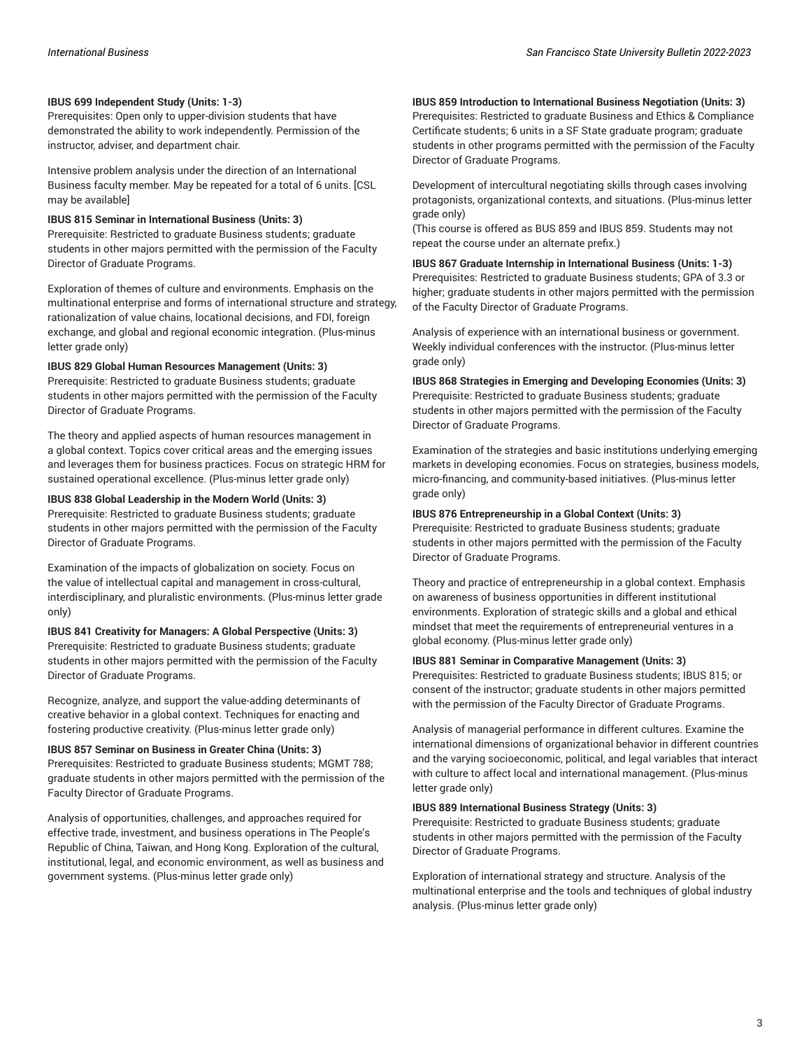**IBUS 699 Independent Study (Units: 1-3)**
Prerequisites: Open only to upper-division students that have demonstrated the ability to work independently. Permission of the instructor, adviser, and department chair.

Intensive problem analysis under the direction of an International Business faculty member. May be repeated for a total of 6 units. [CSL may be available]

**IBUS 815 Seminar in International Business (Units: 3)**
Prerequisite: Restricted to graduate Business students; graduate students in other majors permitted with the permission of the Faculty Director of Graduate Programs.

Exploration of themes of culture and environments. Emphasis on the multinational enterprise and forms of international structure and strategy, rationalization of value chains, locational decisions, and FDI, foreign exchange, and global and regional economic integration. (Plus-minus letter grade only)

**IBUS 829 Global Human Resources Management (Units: 3)**
Prerequisite: Restricted to graduate Business students; graduate students in other majors permitted with the permission of the Faculty Director of Graduate Programs.

The theory and applied aspects of human resources management in a global context. Topics cover critical areas and the emerging issues and leverages them for business practices. Focus on strategic HRM for sustained operational excellence. (Plus-minus letter grade only)

**IBUS 838 Global Leadership in the Modern World (Units: 3)**
Prerequisite: Restricted to graduate Business students; graduate students in other majors permitted with the permission of the Faculty Director of Graduate Programs.

Examination of the impacts of globalization on society. Focus on the value of intellectual capital and management in cross-cultural, interdisciplinary, and pluralistic environments. (Plus-minus letter grade only)

**IBUS 841 Creativity for Managers: A Global Perspective (Units: 3)**
Prerequisite: Restricted to graduate Business students; graduate students in other majors permitted with the permission of the Faculty Director of Graduate Programs.

Recognize, analyze, and support the value-adding determinants of creative behavior in a global context. Techniques for enacting and fostering productive creativity. (Plus-minus letter grade only)

**IBUS 857 Seminar on Business in Greater China (Units: 3)**
Prerequisites: Restricted to graduate Business students; MGMT 788; graduate students in other majors permitted with the permission of the Faculty Director of Graduate Programs.

Analysis of opportunities, challenges, and approaches required for effective trade, investment, and business operations in The People's Republic of China, Taiwan, and Hong Kong. Exploration of the cultural, institutional, legal, and economic environment, as well as business and government systems. (Plus-minus letter grade only)

**IBUS 859 Introduction to International Business Negotiation (Units: 3)**
Prerequisites: Restricted to graduate Business and Ethics & Compliance Certificate students; 6 units in a SF State graduate program; graduate students in other programs permitted with the permission of the Faculty Director of Graduate Programs.

Development of intercultural negotiating skills through cases involving protagonists, organizational contexts, and situations. (Plus-minus letter grade only)
(This course is offered as BUS 859 and IBUS 859. Students may not repeat the course under an alternate prefix.)

**IBUS 867 Graduate Internship in International Business (Units: 1-3)**
Prerequisites: Restricted to graduate Business students; GPA of 3.3 or higher; graduate students in other majors permitted with the permission of the Faculty Director of Graduate Programs.

Analysis of experience with an international business or government. Weekly individual conferences with the instructor. (Plus-minus letter grade only)

**IBUS 868 Strategies in Emerging and Developing Economies (Units: 3)**
Prerequisite: Restricted to graduate Business students; graduate students in other majors permitted with the permission of the Faculty Director of Graduate Programs.

Examination of the strategies and basic institutions underlying emerging markets in developing economies. Focus on strategies, business models, micro-financing, and community-based initiatives. (Plus-minus letter grade only)

**IBUS 876 Entrepreneurship in a Global Context (Units: 3)**
Prerequisite: Restricted to graduate Business students; graduate students in other majors permitted with the permission of the Faculty Director of Graduate Programs.

Theory and practice of entrepreneurship in a global context. Emphasis on awareness of business opportunities in different institutional environments. Exploration of strategic skills and a global and ethical mindset that meet the requirements of entrepreneurial ventures in a global economy. (Plus-minus letter grade only)

**IBUS 881 Seminar in Comparative Management (Units: 3)**
Prerequisites: Restricted to graduate Business students; IBUS 815; or consent of the instructor; graduate students in other majors permitted with the permission of the Faculty Director of Graduate Programs.

Analysis of managerial performance in different cultures. Examine the international dimensions of organizational behavior in different countries and the varying socioeconomic, political, and legal variables that interact with culture to affect local and international management. (Plus-minus letter grade only)

**IBUS 889 International Business Strategy (Units: 3)**
Prerequisite: Restricted to graduate Business students; graduate students in other majors permitted with the permission of the Faculty Director of Graduate Programs.

Exploration of international strategy and structure. Analysis of the multinational enterprise and the tools and techniques of global industry analysis. (Plus-minus letter grade only)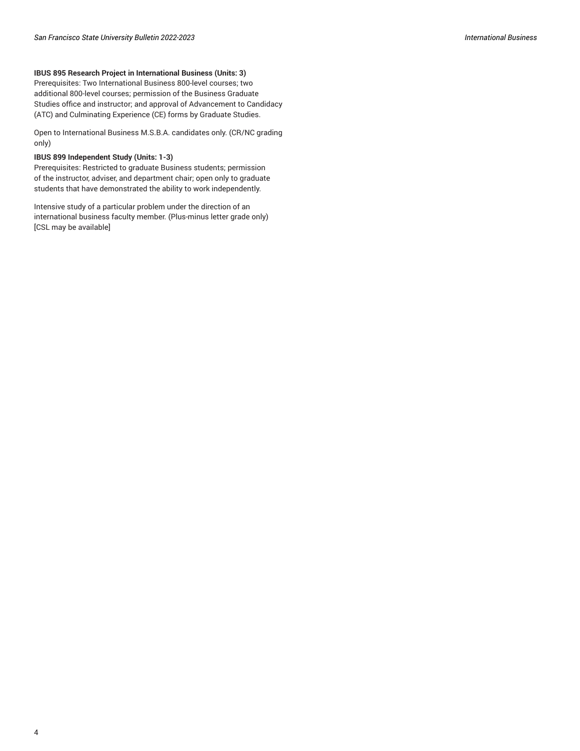**IBUS 895 Research Project in International Business (Units: 3)**
Prerequisites: Two International Business 800-level courses; two additional 800-level courses; permission of the Business Graduate Studies office and instructor; and approval of Advancement to Candidacy (ATC) and Culminating Experience (CE) forms by Graduate Studies.

Open to International Business M.S.B.A. candidates only. (CR/NC grading only)

**IBUS 899 Independent Study (Units: 1-3)**
Prerequisites: Restricted to graduate Business students; permission of the instructor, adviser, and department chair; open only to graduate students that have demonstrated the ability to work independently.

Intensive study of a particular problem under the direction of an international business faculty member. (Plus-minus letter grade only) [CSL may be available]